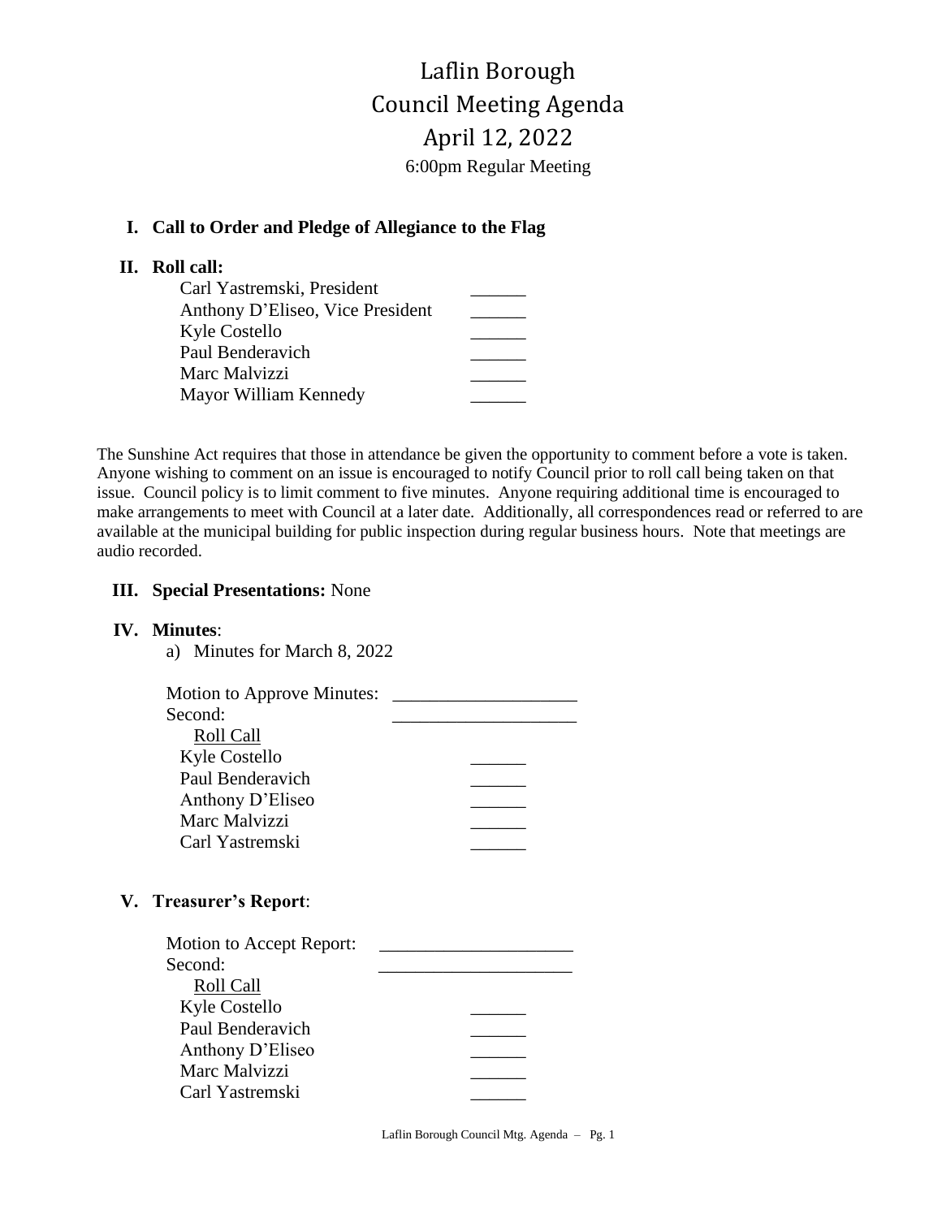# Laflin Borough

## Council Meeting Agenda

## April 12, 2022

6:00pm Regular Meeting

**I. Call to Order and Pledge of Allegiance to the Flag**

**II. Roll call:**

| | |
|---|---|
| Carl Yastremski, President | ______ |
| Anthony D'Eliseo, Vice President | ______ |
| Kyle Costello | ______ |
| Paul Benderavich | ______ |
| Marc Malvizzi | ______ |
| Mayor William Kennedy | ______ |

The Sunshine Act requires that those in attendance be given the opportunity to comment before a vote is taken. Anyone wishing to comment on an issue is encouraged to notify Council prior to roll call being taken on that issue. Council policy is to limit comment to five minutes. Anyone requiring additional time is encouraged to make arrangements to meet with Council at a later date. Additionally, all correspondences read or referred to are available at the municipal building for public inspection during regular business hours. Note that meetings are audio recorded.

**III. Special Presentations:** None

**IV. Minutes**:

a) Minutes for March 8, 2022

Motion to Approve Minutes: ____________________

Second: ____________________

Roll Call

| | |
|---|---|
| Kyle Costello | ______ |
| Paul Benderavich | ______ |
| Anthony D'Eliseo | ______ |
| Marc Malvizzi | ______ |
| Carl Yastremski | ______ |

**V. Treasurer's Report**:

Motion to Accept Report: _____________________

Second: _____________________

Roll Call

| | |
|---|---|
| Kyle Costello | ______ |
| Paul Benderavich | ______ |
| Anthony D'Eliseo | ______ |
| Marc Malvizzi | ______ |
| Carl Yastremski | ______ |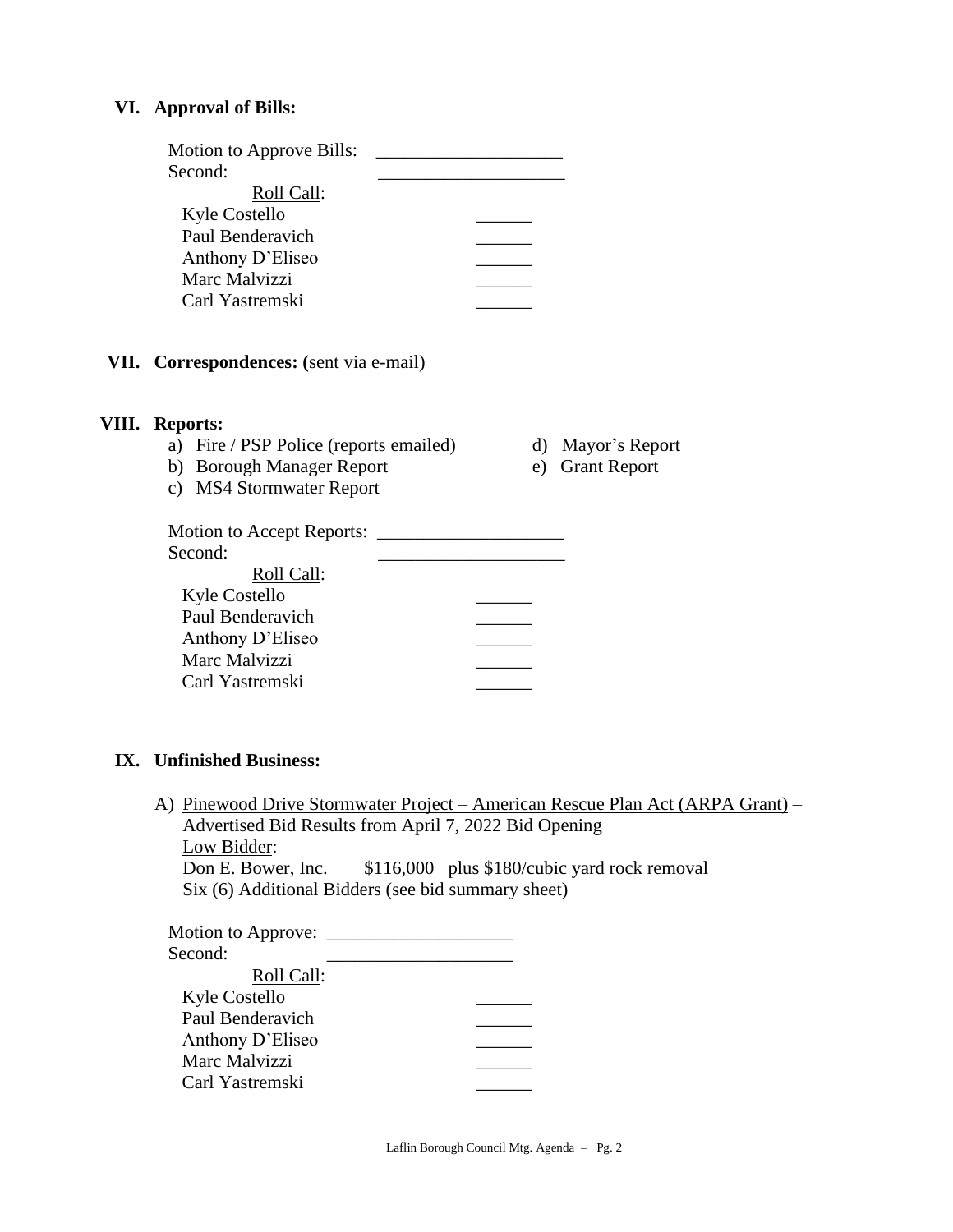## VI. Approval of Bills:

Motion to Approve Bills: ____________________
Second: ____________________

Roll Call:

| | |
|---|---|
| Kyle Costello | ______ |
| Paul Benderavich | ______ |
| Anthony D'Eliseo | ______ |
| Marc Malvizzi | ______ |
| Carl Yastremski | ______ |

## VII. Correspondences: (sent via e-mail)

## VIII. Reports:

a) Fire / PSP Police (reports emailed)
b) Borough Manager Report
c) MS4 Stormwater Report
d) Mayor's Report
e) Grant Report

Motion to Accept Reports: ____________________
Second: ____________________

Roll Call:

| | |
|---|---|
| Kyle Costello | ______ |
| Paul Benderavich | ______ |
| Anthony D'Eliseo | ______ |
| Marc Malvizzi | ______ |
| Carl Yastremski | ______ |

## IX. Unfinished Business:

A) Pinewood Drive Stormwater Project – American Rescue Plan Act (ARPA Grant) – Advertised Bid Results from April 7, 2022 Bid Opening
Low Bidder:
Don E. Bower, Inc. $116,000 plus $180/cubic yard rock removal
Six (6) Additional Bidders (see bid summary sheet)

Motion to Approve: ____________________
Second: ____________________

Roll Call:

| | |
|---|---|
| Kyle Costello | ______ |
| Paul Benderavich | ______ |
| Anthony D'Eliseo | ______ |
| Marc Malvizzi | ______ |
| Carl Yastremski | ______ |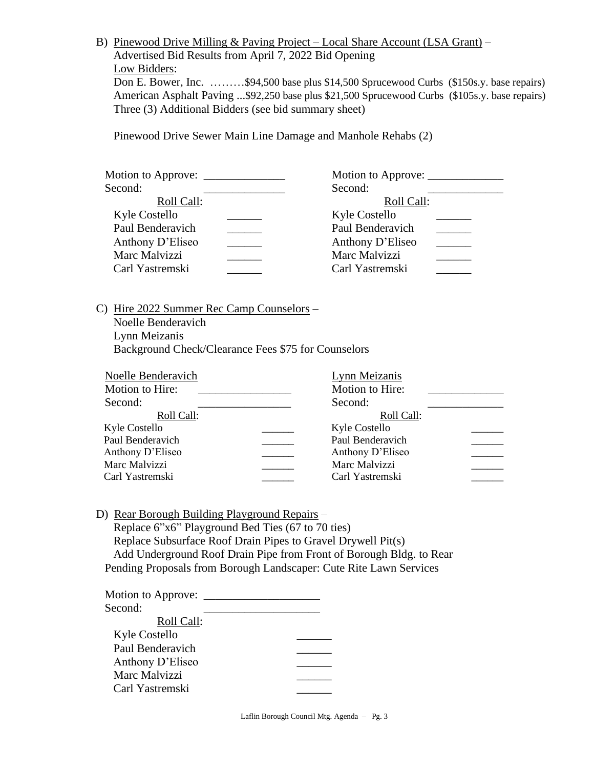B) Pinewood Drive Milling & Paving Project – Local Share Account (LSA Grant) –
Advertised Bid Results from April 7, 2022 Bid Opening
Low Bidders:
Don E. Bower, Inc. ………$94,500 base plus $14,500 Sprucewood Curbs ($150s.y. base repairs)
American Asphalt Paving ...$92,250 base plus $21,500 Sprucewood Curbs ($105s.y. base repairs)
Three (3) Additional Bidders (see bid summary sheet)

Pinewood Drive Sewer Main Line Damage and Manhole Rehabs (2)

Motion to Approve: ______________
Second: ______________
Roll Call:

| | |
|---|---|
| Kyle Costello | ______ |
| Paul Benderavich | ______ |
| Anthony D'Eliseo | ______ |
| Marc Malvizzi | ______ |
| Carl Yastremski | ______ |

Motion to Approve: _____________
Second: _____________
Roll Call:

| | |
|---|---|
| Kyle Costello | ______ |
| Paul Benderavich | ______ |
| Anthony D'Eliseo | ______ |
| Marc Malvizzi | ______ |
| Carl Yastremski | ______ |

C) Hire 2022 Summer Rec Camp Counselors –
Noelle Benderavich
Lynn Meizanis
Background Check/Clearance Fees $75 for Counselors

Noelle Benderavich
Motion to Hire: ________________
Second: ________________
Roll Call:

| | |
|---|---|
| Kyle Costello | ______ |
| Paul Benderavich | ______ |
| Anthony D'Eliseo | ______ |
| Marc Malvizzi | ______ |
| Carl Yastremski | ______ |

Lynn Meizanis
Motion to Hire: _____________
Second: _____________
Roll Call:

| | |
|---|---|
| Kyle Costello | ______ |
| Paul Benderavich | ______ |
| Anthony D'Eliseo | ______ |
| Marc Malvizzi | ______ |
| Carl Yastremski | ______ |

D) Rear Borough Building Playground Repairs –
Replace 6"x6" Playground Bed Ties (67 to 70 ties)
Replace Subsurface Roof Drain Pipes to Gravel Drywell Pit(s)
Add Underground Roof Drain Pipe from Front of Borough Bldg. to Rear
Pending Proposals from Borough Landscaper: Cute Rite Lawn Services

Motion to Approve: ____________________
Second: ____________________
Roll Call:

| | |
|---|---|
| Kyle Costello | ______ |
| Paul Benderavich | ______ |
| Anthony D'Eliseo | ______ |
| Marc Malvizzi | ______ |
| Carl Yastremski | ______ |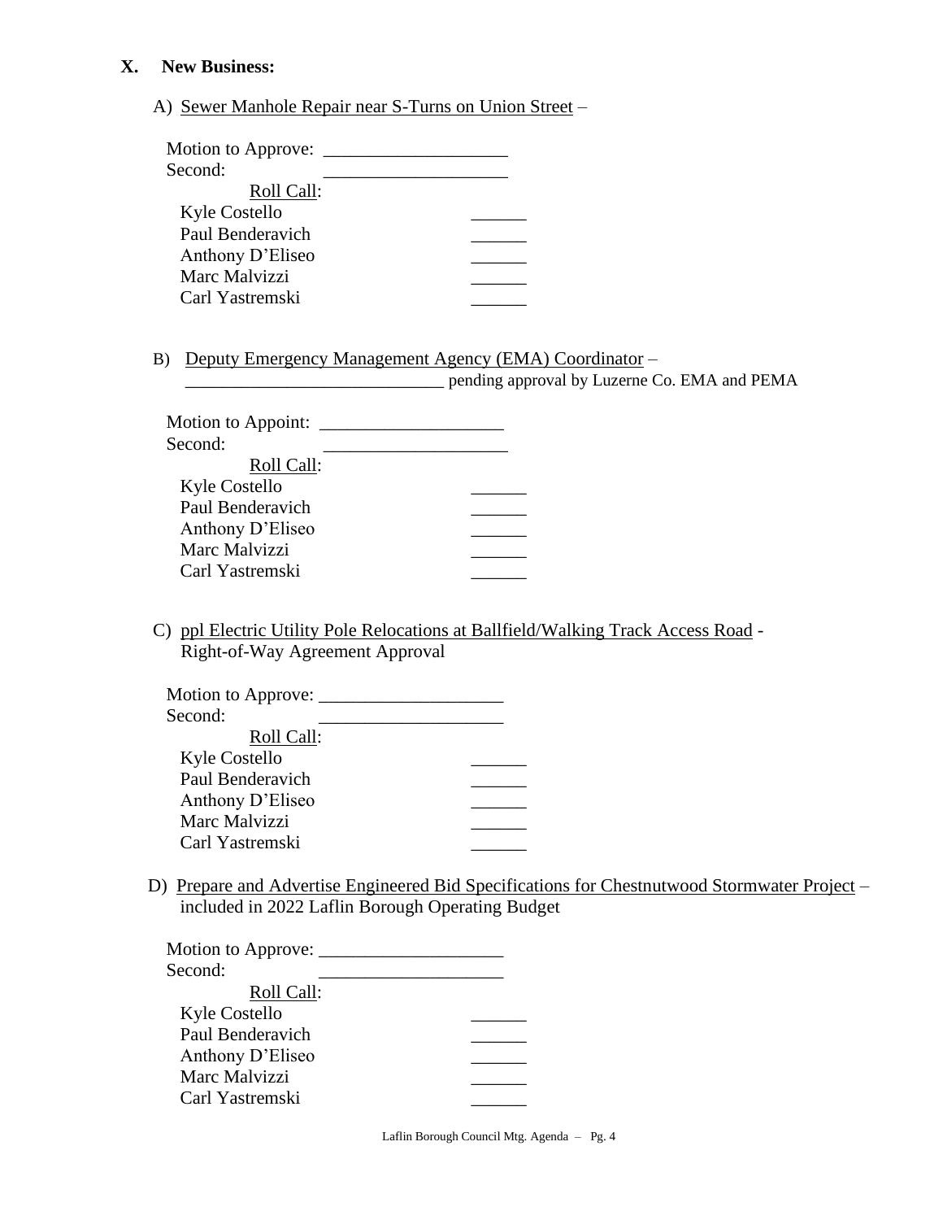## X. New Business:

A) Sewer Manhole Repair near S-Turns on Union Street –

Motion to Approve: ____________________
Second: ____________________

Roll Call:

Kyle Costello ______
Paul Benderavich ______
Anthony D'Eliseo ______
Marc Malvizzi ______
Carl Yastremski ______

B) Deputy Emergency Management Agency (EMA) Coordinator –
_____________________________ pending approval by Luzerne Co. EMA and PEMA

Motion to Appoint: ____________________
Second: ____________________

Roll Call:

Kyle Costello ______
Paul Benderavich ______
Anthony D'Eliseo ______
Marc Malvizzi ______
Carl Yastremski ______

C) ppl Electric Utility Pole Relocations at Ballfield/Walking Track Access Road - Right-of-Way Agreement Approval

Motion to Approve: ____________________
Second: ____________________

Roll Call:

Kyle Costello ______
Paul Benderavich ______
Anthony D'Eliseo ______
Marc Malvizzi ______
Carl Yastremski ______

D) Prepare and Advertise Engineered Bid Specifications for Chestnutwood Stormwater Project – included in 2022 Laflin Borough Operating Budget

Motion to Approve: ____________________
Second: ____________________

Roll Call:

Kyle Costello ______
Paul Benderavich ______
Anthony D'Eliseo ______
Marc Malvizzi ______
Carl Yastremski ______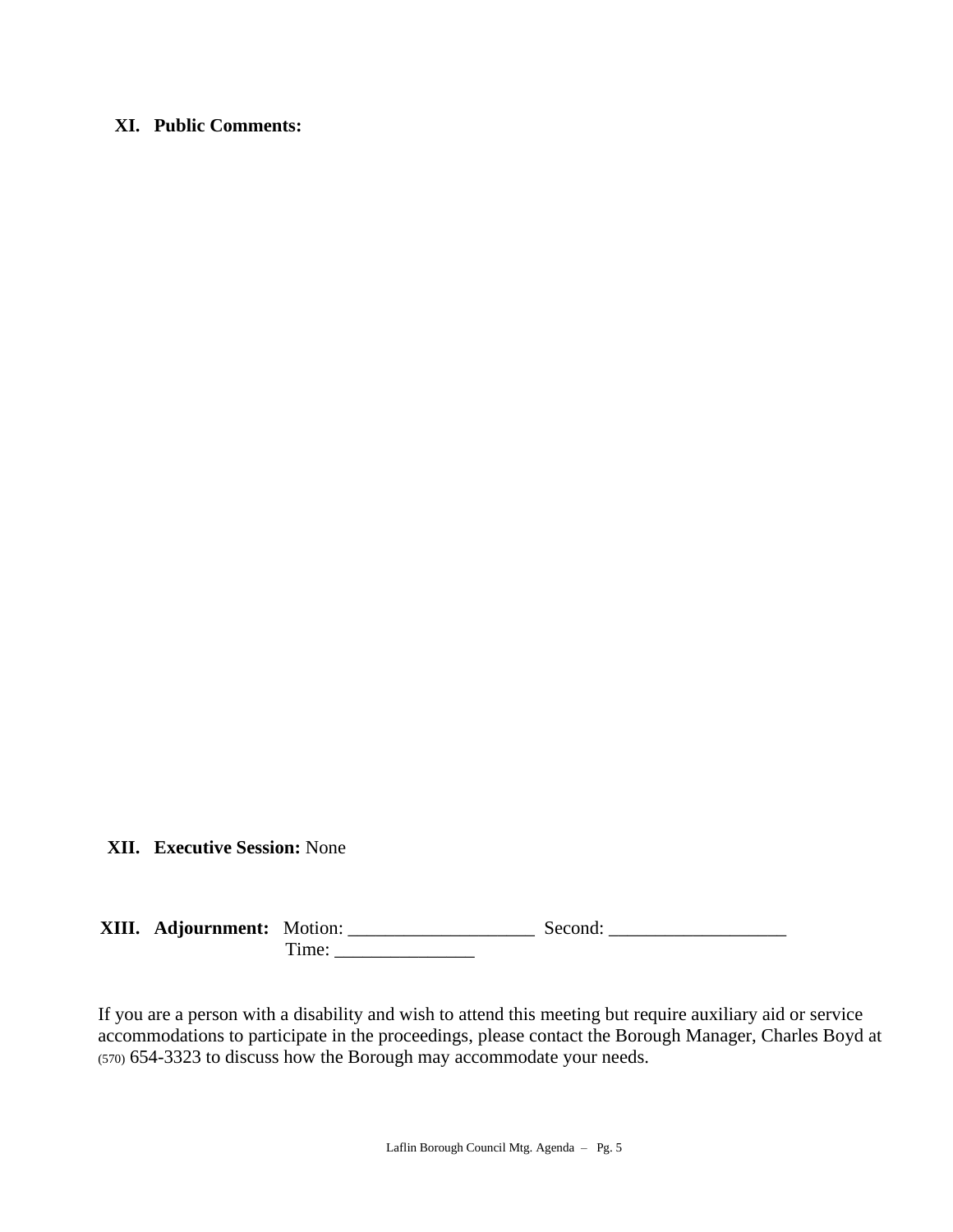**XI. Public Comments:**

**XII. Executive Session:** None

**XIII. Adjournment:** Motion: ___________________ Second: __________________
Time: _______________

If you are a person with a disability and wish to attend this meeting but require auxiliary aid or service accommodations to participate in the proceedings, please contact the Borough Manager, Charles Boyd at (570) 654-3323 to discuss how the Borough may accommodate your needs.